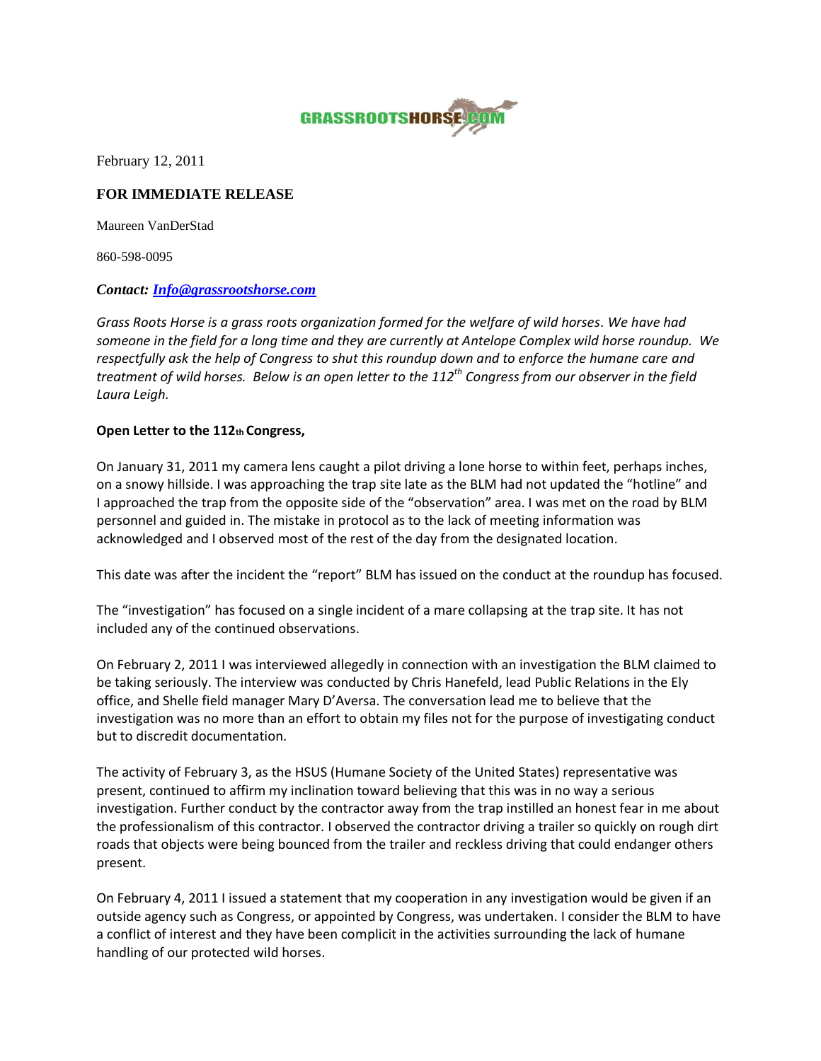GRASSROOTSHORSE.COM

February 12, 2011

**FOR IMMEDIATE RELEASE**

Maureen VanDerStad

860-598-0095

***Contact: [Info@grassrootshorse.com](mailto:Info@grassrootshorse.com)***

*Grass Roots Horse is a grass roots organization formed for the welfare of wild horses. We have had someone in the field for a long time and they are currently at Antelope Complex wild horse roundup. We respectfully ask the help of Congress to shut this roundup down and to enforce the humane care and treatment of wild horses. Below is an open letter to the 112th Congress from our observer in the field Laura Leigh.*

**Open Letter to the 112th Congress,**

On January 31, 2011 my camera lens caught a pilot driving a lone horse to within feet, perhaps inches, on a snowy hillside. I was approaching the trap site late as the BLM had not updated the "hotline" and I approached the trap from the opposite side of the "observation" area. I was met on the road by BLM personnel and guided in. The mistake in protocol as to the lack of meeting information was acknowledged and I observed most of the rest of the day from the designated location.

This date was after the incident the "report" BLM has issued on the conduct at the roundup has focused.

The "investigation" has focused on a single incident of a mare collapsing at the trap site. It has not included any of the continued observations.

On February 2, 2011 I was interviewed allegedly in connection with an investigation the BLM claimed to be taking seriously. The interview was conducted by Chris Hanefeld, lead Public Relations in the Ely office, and Shelle field manager Mary D'Aversa. The conversation lead me to believe that the investigation was no more than an effort to obtain my files not for the purpose of investigating conduct but to discredit documentation.

The activity of February 3, as the HSUS (Humane Society of the United States) representative was present, continued to affirm my inclination toward believing that this was in no way a serious investigation. Further conduct by the contractor away from the trap instilled an honest fear in me about the professionalism of this contractor. I observed the contractor driving a trailer so quickly on rough dirt roads that objects were being bounced from the trailer and reckless driving that could endanger others present.

On February 4, 2011 I issued a statement that my cooperation in any investigation would be given if an outside agency such as Congress, or appointed by Congress, was undertaken. I consider the BLM to have a conflict of interest and they have been complicit in the activities surrounding the lack of humane handling of our protected wild horses.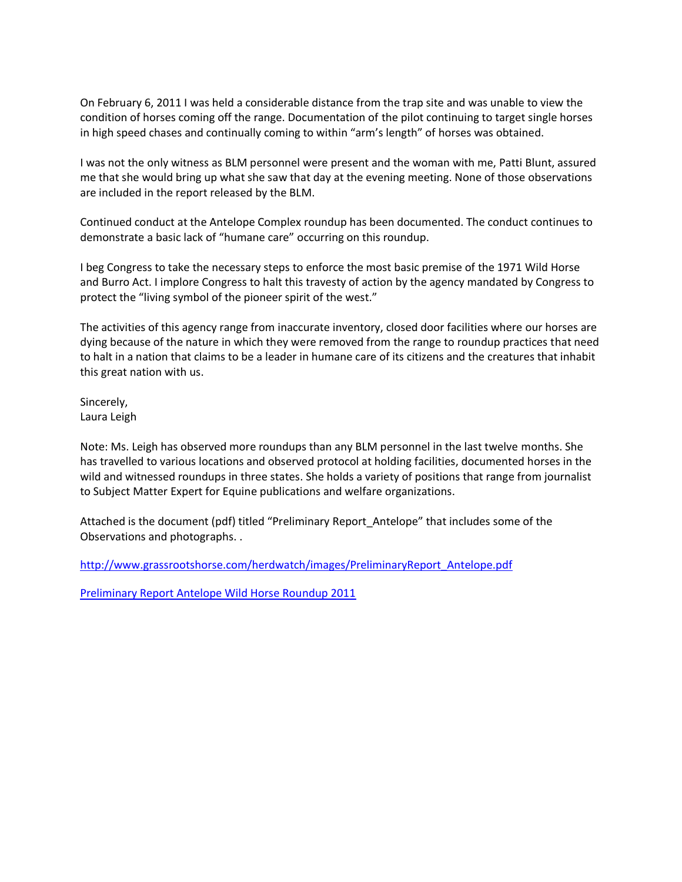On February 6, 2011 I was held a considerable distance from the trap site and was unable to view the condition of horses coming off the range. Documentation of the pilot continuing to target single horses in high speed chases and continually coming to within "arm's length" of horses was obtained.

I was not the only witness as BLM personnel were present and the woman with me, Patti Blunt, assured me that she would bring up what she saw that day at the evening meeting. None of those observations are included in the report released by the BLM.

Continued conduct at the Antelope Complex roundup has been documented. The conduct continues to demonstrate a basic lack of "humane care" occurring on this roundup.

I beg Congress to take the necessary steps to enforce the most basic premise of the 1971 Wild Horse and Burro Act. I implore Congress to halt this travesty of action by the agency mandated by Congress to protect the "living symbol of the pioneer spirit of the west."

The activities of this agency range from inaccurate inventory, closed door facilities where our horses are dying because of the nature in which they were removed from the range to roundup practices that need to halt in a nation that claims to be a leader in humane care of its citizens and the creatures that inhabit this great nation with us.

Sincerely,
Laura Leigh

Note: Ms. Leigh has observed more roundups than any BLM personnel in the last twelve months. She has travelled to various locations and observed protocol at holding facilities, documented horses in the wild and witnessed roundups in three states. She holds a variety of positions that range from journalist to Subject Matter Expert for Equine publications and welfare organizations.

Attached is the document (pdf) titled "Preliminary Report_Antelope" that includes some of the Observations and photographs. .

http://www.grassrootshorse.com/herdwatch/images/PreliminaryReport_Antelope.pdf

Preliminary Report Antelope Wild Horse Roundup 2011